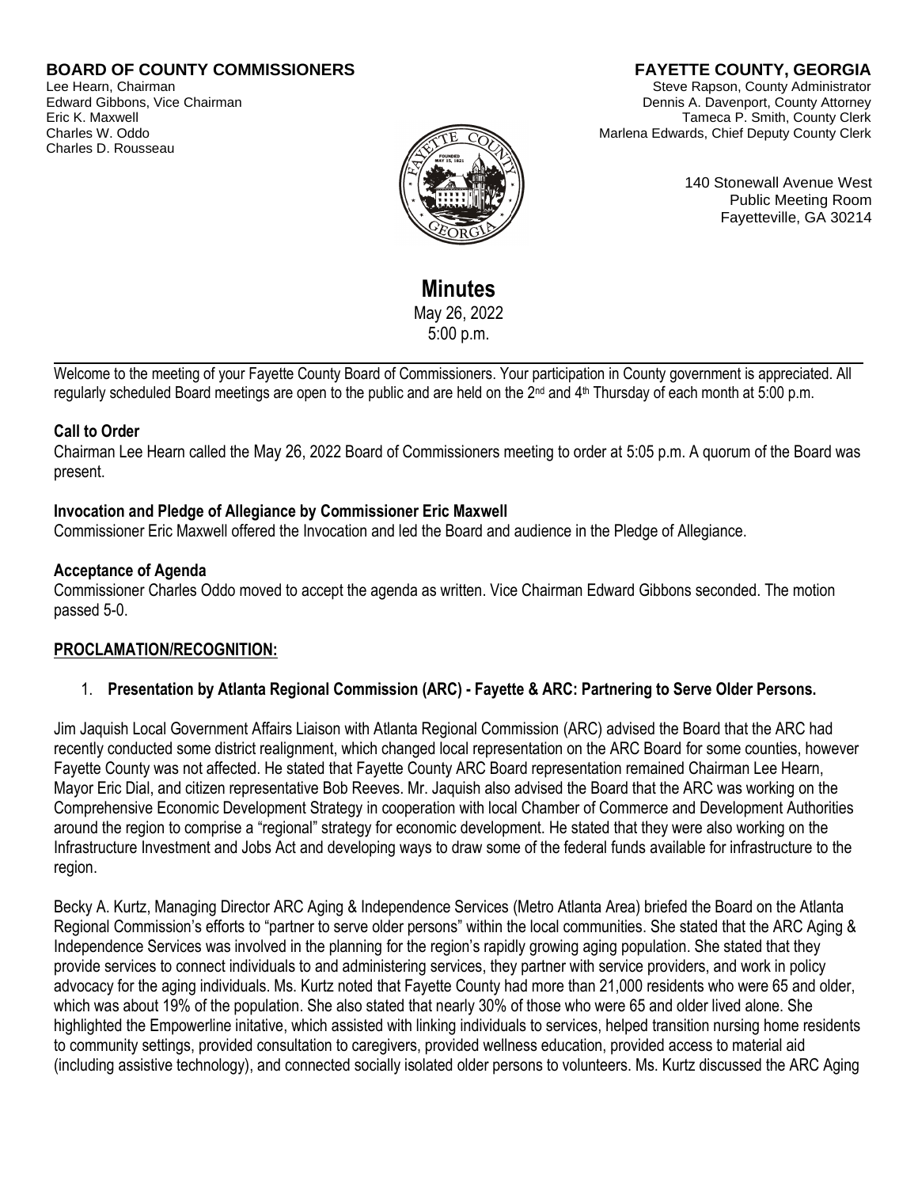**BOARD OF COUNTY COMMISSIONERS**
Lee Hearn, Chairman
Edward Gibbons, Vice Chairman
Eric K. Maxwell
Charles W. Oddo
Charles D. Rousseau

**FAYETTE COUNTY, GEORGIA**
Steve Rapson, County Administrator
Dennis A. Davenport, County Attorney
Tameca P. Smith, County Clerk
Marlena Edwards, Chief Deputy County Clerk

140 Stonewall Avenue West
Public Meeting Room
Fayetteville, GA 30214

# Minutes

May 26, 2022
5:00 p.m.

---

Welcome to the meeting of your Fayette County Board of Commissioners. Your participation in County government is appreciated. All regularly scheduled Board meetings are open to the public and are held on the 2nd and 4th Thursday of each month at 5:00 p.m.

**Call to Order**

Chairman Lee Hearn called the May 26, 2022 Board of Commissioners meeting to order at 5:05 p.m. A quorum of the Board was present.

**Invocation and Pledge of Allegiance by Commissioner Eric Maxwell**

Commissioner Eric Maxwell offered the Invocation and led the Board and audience in the Pledge of Allegiance.

**Acceptance of Agenda**

Commissioner Charles Oddo moved to accept the agenda as written. Vice Chairman Edward Gibbons seconded. The motion passed 5-0.

**PROCLAMATION/RECOGNITION:**

1. **Presentation by Atlanta Regional Commission (ARC) - Fayette & ARC: Partnering to Serve Older Persons.**

Jim Jaquish Local Government Affairs Liaison with Atlanta Regional Commission (ARC) advised the Board that the ARC had recently conducted some district realignment, which changed local representation on the ARC Board for some counties, however Fayette County was not affected. He stated that Fayette County ARC Board representation remained Chairman Lee Hearn, Mayor Eric Dial, and citizen representative Bob Reeves. Mr. Jaquish also advised the Board that the ARC was working on the Comprehensive Economic Development Strategy in cooperation with local Chamber of Commerce and Development Authorities around the region to comprise a "regional" strategy for economic development. He stated that they were also working on the Infrastructure Investment and Jobs Act and developing ways to draw some of the federal funds available for infrastructure to the region.

Becky A. Kurtz, Managing Director ARC Aging & Independence Services (Metro Atlanta Area) briefed the Board on the Atlanta Regional Commission's efforts to "partner to serve older persons" within the local communities. She stated that the ARC Aging & Independence Services was involved in the planning for the region's rapidly growing aging population. She stated that they provide services to connect individuals to and administering services, they partner with service providers, and work in policy advocacy for the aging individuals. Ms. Kurtz noted that Fayette County had more than 21,000 residents who were 65 and older, which was about 19% of the population. She also stated that nearly 30% of those who were 65 and older lived alone. She highlighted the Empowerline initative, which assisted with linking individuals to services, helped transition nursing home residents to community settings, provided consultation to caregivers, provided wellness education, provided access to material aid (including assistive technology), and connected socially isolated older persons to volunteers. Ms. Kurtz discussed the ARC Aging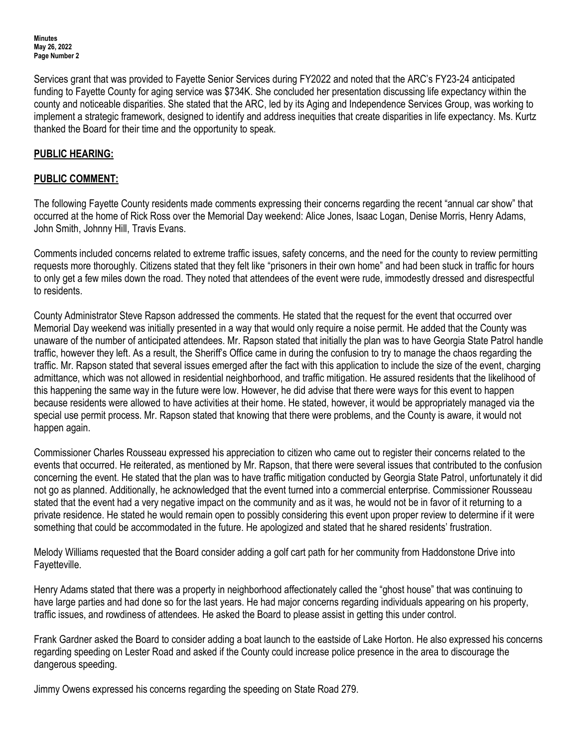Services grant that was provided to Fayette Senior Services during FY2022 and noted that the ARC's FY23-24 anticipated funding to Fayette County for aging service was $734K. She concluded her presentation discussing life expectancy within the county and noticeable disparities. She stated that the ARC, led by its Aging and Independence Services Group, was working to implement a strategic framework, designed to identify and address inequities that create disparities in life expectancy. Ms. Kurtz thanked the Board for their time and the opportunity to speak.

**PUBLIC HEARING:**

**PUBLIC COMMENT:**

The following Fayette County residents made comments expressing their concerns regarding the recent "annual car show" that occurred at the home of Rick Ross over the Memorial Day weekend: Alice Jones, Isaac Logan, Denise Morris, Henry Adams, John Smith, Johnny Hill, Travis Evans.

Comments included concerns related to extreme traffic issues, safety concerns, and the need for the county to review permitting requests more thoroughly. Citizens stated that they felt like "prisoners in their own home" and had been stuck in traffic for hours to only get a few miles down the road. They noted that attendees of the event were rude, immodestly dressed and disrespectful to residents.

County Administrator Steve Rapson addressed the comments. He stated that the request for the event that occurred over Memorial Day weekend was initially presented in a way that would only require a noise permit. He added that the County was unaware of the number of anticipated attendees. Mr. Rapson stated that initially the plan was to have Georgia State Patrol handle traffic, however they left. As a result, the Sheriff's Office came in during the confusion to try to manage the chaos regarding the traffic. Mr. Rapson stated that several issues emerged after the fact with this application to include the size of the event, charging admittance, which was not allowed in residential neighborhood, and traffic mitigation. He assured residents that the likelihood of this happening the same way in the future were low. However, he did advise that there were ways for this event to happen because residents were allowed to have activities at their home. He stated, however, it would be appropriately managed via the special use permit process. Mr. Rapson stated that knowing that there were problems, and the County is aware, it would not happen again.

Commissioner Charles Rousseau expressed his appreciation to citizen who came out to register their concerns related to the events that occurred. He reiterated, as mentioned by Mr. Rapson, that there were several issues that contributed to the confusion concerning the event. He stated that the plan was to have traffic mitigation conducted by Georgia State Patrol, unfortunately it did not go as planned. Additionally, he acknowledged that the event turned into a commercial enterprise. Commissioner Rousseau stated that the event had a very negative impact on the community and as it was, he would not be in favor of it returning to a private residence. He stated he would remain open to possibly considering this event upon proper review to determine if it were something that could be accommodated in the future. He apologized and stated that he shared residents' frustration.

Melody Williams requested that the Board consider adding a golf cart path for her community from Haddonstone Drive into Fayetteville.

Henry Adams stated that there was a property in neighborhood affectionately called the "ghost house" that was continuing to have large parties and had done so for the last years. He had major concerns regarding individuals appearing on his property, traffic issues, and rowdiness of attendees. He asked the Board to please assist in getting this under control.

Frank Gardner asked the Board to consider adding a boat launch to the eastside of Lake Horton. He also expressed his concerns regarding speeding on Lester Road and asked if the County could increase police presence in the area to discourage the dangerous speeding.

Jimmy Owens expressed his concerns regarding the speeding on State Road 279.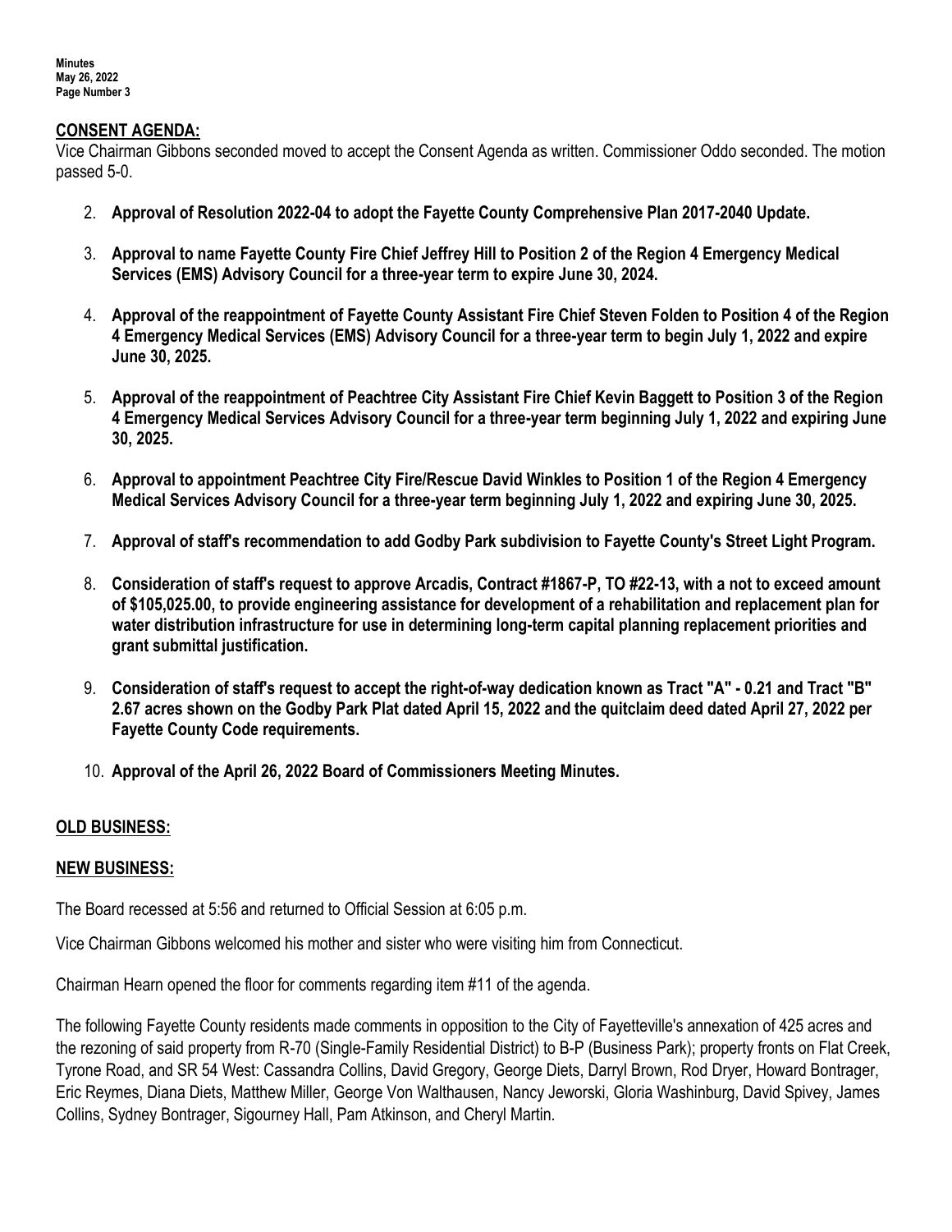## CONSENT AGENDA:

Vice Chairman Gibbons seconded moved to accept the Consent Agenda as written. Commissioner Oddo seconded. The motion passed 5-0.

2. **Approval of Resolution 2022-04 to adopt the Fayette County Comprehensive Plan 2017-2040 Update.**

3. **Approval to name Fayette County Fire Chief Jeffrey Hill to Position 2 of the Region 4 Emergency Medical Services (EMS) Advisory Council for a three-year term to expire June 30, 2024.**

4. **Approval of the reappointment of Fayette County Assistant Fire Chief Steven Folden to Position 4 of the Region 4 Emergency Medical Services (EMS) Advisory Council for a three-year term to begin July 1, 2022 and expire June 30, 2025.**

5. **Approval of the reappointment of Peachtree City Assistant Fire Chief Kevin Baggett to Position 3 of the Region 4 Emergency Medical Services Advisory Council for a three-year term beginning July 1, 2022 and expiring June 30, 2025.**

6. **Approval to appointment Peachtree City Fire/Rescue David Winkles to Position 1 of the Region 4 Emergency Medical Services Advisory Council for a three-year term beginning July 1, 2022 and expiring June 30, 2025.**

7. **Approval of staff's recommendation to add Godby Park subdivision to Fayette County's Street Light Program.**

8. **Consideration of staff's request to approve Arcadis, Contract #1867-P, TO #22-13, with a not to exceed amount of $105,025.00, to provide engineering assistance for development of a rehabilitation and replacement plan for water distribution infrastructure for use in determining long-term capital planning replacement priorities and grant submittal justification.**

9. **Consideration of staff's request to accept the right-of-way dedication known as Tract "A" - 0.21 and Tract "B" 2.67 acres shown on the Godby Park Plat dated April 15, 2022 and the quitclaim deed dated April 27, 2022 per Fayette County Code requirements.**

10. **Approval of the April 26, 2022 Board of Commissioners Meeting Minutes.**

## OLD BUSINESS:

## NEW BUSINESS:

The Board recessed at 5:56 and returned to Official Session at 6:05 p.m.

Vice Chairman Gibbons welcomed his mother and sister who were visiting him from Connecticut.

Chairman Hearn opened the floor for comments regarding item #11 of the agenda.

The following Fayette County residents made comments in opposition to the City of Fayetteville's annexation of 425 acres and the rezoning of said property from R-70 (Single-Family Residential District) to B-P (Business Park); property fronts on Flat Creek, Tyrone Road, and SR 54 West: Cassandra Collins, David Gregory, George Diets, Darryl Brown, Rod Dryer, Howard Bontrager, Eric Reymes, Diana Diets, Matthew Miller, George Von Walthausen, Nancy Jeworski, Gloria Washinburg, David Spivey, James Collins, Sydney Bontrager, Sigourney Hall, Pam Atkinson, and Cheryl Martin.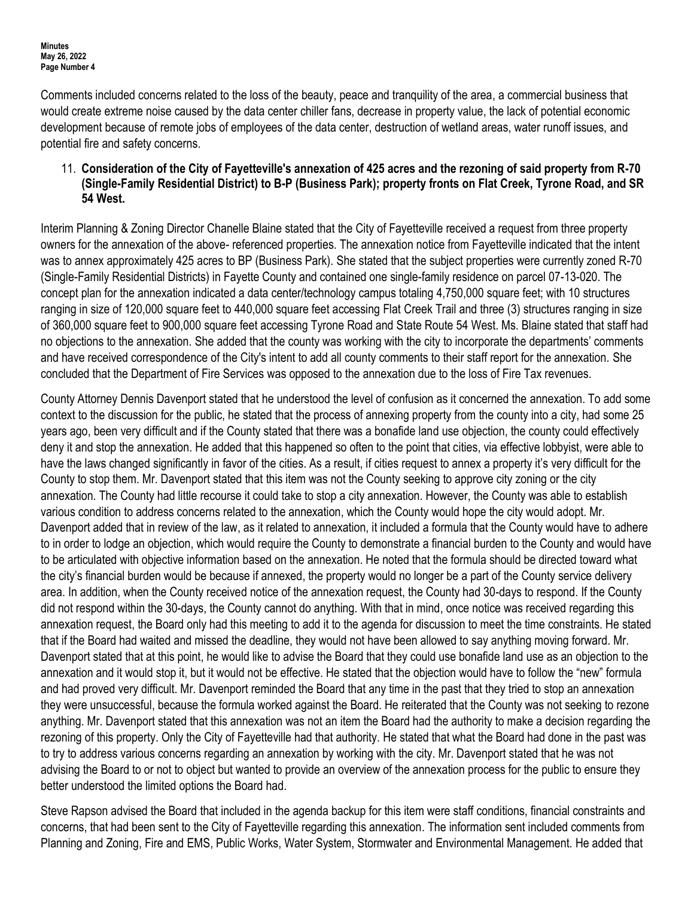Comments included concerns related to the loss of the beauty, peace and tranquility of the area, a commercial business that would create extreme noise caused by the data center chiller fans, decrease in property value, the lack of potential economic development because of remote jobs of employees of the data center, destruction of wetland areas, water runoff issues, and potential fire and safety concerns.

11. **Consideration of the City of Fayetteville's annexation of 425 acres and the rezoning of said property from R-70 (Single-Family Residential District) to B-P (Business Park); property fronts on Flat Creek, Tyrone Road, and SR 54 West.**

Interim Planning & Zoning Director Chanelle Blaine stated that the City of Fayetteville received a request from three property owners for the annexation of the above- referenced properties. The annexation notice from Fayetteville indicated that the intent was to annex approximately 425 acres to BP (Business Park). She stated that the subject properties were currently zoned R-70 (Single-Family Residential Districts) in Fayette County and contained one single-family residence on parcel 07-13-020. The concept plan for the annexation indicated a data center/technology campus totaling 4,750,000 square feet; with 10 structures ranging in size of 120,000 square feet to 440,000 square feet accessing Flat Creek Trail and three (3) structures ranging in size of 360,000 square feet to 900,000 square feet accessing Tyrone Road and State Route 54 West. Ms. Blaine stated that staff had no objections to the annexation. She added that the county was working with the city to incorporate the departments' comments and have received correspondence of the City's intent to add all county comments to their staff report for the annexation. She concluded that the Department of Fire Services was opposed to the annexation due to the loss of Fire Tax revenues.

County Attorney Dennis Davenport stated that he understood the level of confusion as it concerned the annexation. To add some context to the discussion for the public, he stated that the process of annexing property from the county into a city, had some 25 years ago, been very difficult and if the County stated that there was a bonafide land use objection, the county could effectively deny it and stop the annexation. He added that this happened so often to the point that cities, via effective lobbyist, were able to have the laws changed significantly in favor of the cities. As a result, if cities request to annex a property it's very difficult for the County to stop them. Mr. Davenport stated that this item was not the County seeking to approve city zoning or the city annexation. The County had little recourse it could take to stop a city annexation. However, the County was able to establish various condition to address concerns related to the annexation, which the County would hope the city would adopt. Mr. Davenport added that in review of the law, as it related to annexation, it included a formula that the County would have to adhere to in order to lodge an objection, which would require the County to demonstrate a financial burden to the County and would have to be articulated with objective information based on the annexation. He noted that the formula should be directed toward what the city's financial burden would be because if annexed, the property would no longer be a part of the County service delivery area. In addition, when the County received notice of the annexation request, the County had 30-days to respond. If the County did not respond within the 30-days, the County cannot do anything. With that in mind, once notice was received regarding this annexation request, the Board only had this meeting to add it to the agenda for discussion to meet the time constraints. He stated that if the Board had waited and missed the deadline, they would not have been allowed to say anything moving forward. Mr. Davenport stated that at this point, he would like to advise the Board that they could use bonafide land use as an objection to the annexation and it would stop it, but it would not be effective. He stated that the objection would have to follow the "new" formula and had proved very difficult. Mr. Davenport reminded the Board that any time in the past that they tried to stop an annexation they were unsuccessful, because the formula worked against the Board. He reiterated that the County was not seeking to rezone anything. Mr. Davenport stated that this annexation was not an item the Board had the authority to make a decision regarding the rezoning of this property. Only the City of Fayetteville had that authority. He stated that what the Board had done in the past was to try to address various concerns regarding an annexation by working with the city. Mr. Davenport stated that he was not advising the Board to or not to object but wanted to provide an overview of the annexation process for the public to ensure they better understood the limited options the Board had.

Steve Rapson advised the Board that included in the agenda backup for this item were staff conditions, financial constraints and concerns, that had been sent to the City of Fayetteville regarding this annexation. The information sent included comments from Planning and Zoning, Fire and EMS, Public Works, Water System, Stormwater and Environmental Management. He added that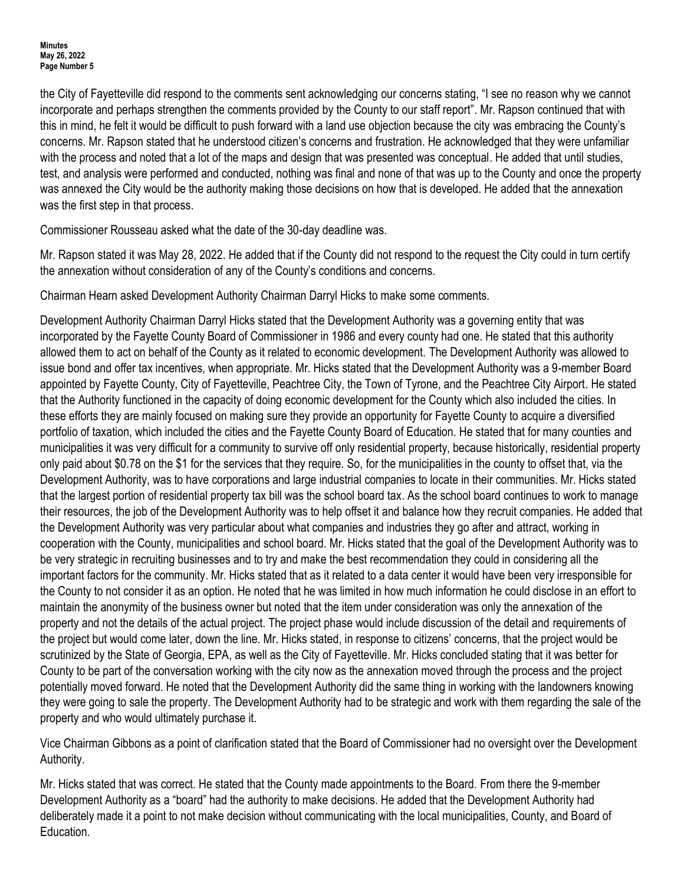the City of Fayetteville did respond to the comments sent acknowledging our concerns stating, "I see no reason why we cannot incorporate and perhaps strengthen the comments provided by the County to our staff report". Mr. Rapson continued that with this in mind, he felt it would be difficult to push forward with a land use objection because the city was embracing the County's concerns. Mr. Rapson stated that he understood citizen's concerns and frustration. He acknowledged that they were unfamiliar with the process and noted that a lot of the maps and design that was presented was conceptual. He added that until studies, test, and analysis were performed and conducted, nothing was final and none of that was up to the County and once the property was annexed the City would be the authority making those decisions on how that is developed. He added that the annexation was the first step in that process.

Commissioner Rousseau asked what the date of the 30-day deadline was.

Mr. Rapson stated it was May 28, 2022. He added that if the County did not respond to the request the City could in turn certify the annexation without consideration of any of the County's conditions and concerns.

Chairman Hearn asked Development Authority Chairman Darryl Hicks to make some comments.

Development Authority Chairman Darryl Hicks stated that the Development Authority was a governing entity that was incorporated by the Fayette County Board of Commissioner in 1986 and every county had one. He stated that this authority allowed them to act on behalf of the County as it related to economic development. The Development Authority was allowed to issue bond and offer tax incentives, when appropriate. Mr. Hicks stated that the Development Authority was a 9-member Board appointed by Fayette County, City of Fayetteville, Peachtree City, the Town of Tyrone, and the Peachtree City Airport. He stated that the Authority functioned in the capacity of doing economic development for the County which also included the cities. In these efforts they are mainly focused on making sure they provide an opportunity for Fayette County to acquire a diversified portfolio of taxation, which included the cities and the Fayette County Board of Education. He stated that for many counties and municipalities it was very difficult for a community to survive off only residential property, because historically, residential property only paid about $0.78 on the $1 for the services that they require. So, for the municipalities in the county to offset that, via the Development Authority, was to have corporations and large industrial companies to locate in their communities. Mr. Hicks stated that the largest portion of residential property tax bill was the school board tax. As the school board continues to work to manage their resources, the job of the Development Authority was to help offset it and balance how they recruit companies. He added that the Development Authority was very particular about what companies and industries they go after and attract, working in cooperation with the County, municipalities and school board. Mr. Hicks stated that the goal of the Development Authority was to be very strategic in recruiting businesses and to try and make the best recommendation they could in considering all the important factors for the community. Mr. Hicks stated that as it related to a data center it would have been very irresponsible for the County to not consider it as an option. He noted that he was limited in how much information he could disclose in an effort to maintain the anonymity of the business owner but noted that the item under consideration was only the annexation of the property and not the details of the actual project. The project phase would include discussion of the detail and requirements of the project but would come later, down the line. Mr. Hicks stated, in response to citizens' concerns, that the project would be scrutinized by the State of Georgia, EPA, as well as the City of Fayetteville. Mr. Hicks concluded stating that it was better for County to be part of the conversation working with the city now as the annexation moved through the process and the project potentially moved forward. He noted that the Development Authority did the same thing in working with the landowners knowing they were going to sale the property. The Development Authority had to be strategic and work with them regarding the sale of the property and who would ultimately purchase it.

Vice Chairman Gibbons as a point of clarification stated that the Board of Commissioner had no oversight over the Development Authority.

Mr. Hicks stated that was correct. He stated that the County made appointments to the Board. From there the 9-member Development Authority as a "board" had the authority to make decisions. He added that the Development Authority had deliberately made it a point to not make decision without communicating with the local municipalities, County, and Board of Education.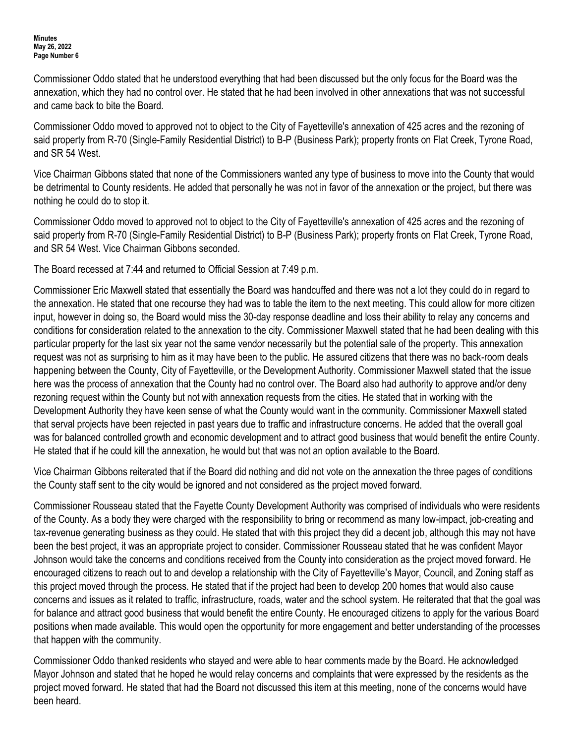Commissioner Oddo stated that he understood everything that had been discussed but the only focus for the Board was the annexation, which they had no control over. He stated that he had been involved in other annexations that was not successful and came back to bite the Board.

Commissioner Oddo moved to approved not to object to the City of Fayetteville's annexation of 425 acres and the rezoning of said property from R-70 (Single-Family Residential District) to B-P (Business Park); property fronts on Flat Creek, Tyrone Road, and SR 54 West.

Vice Chairman Gibbons stated that none of the Commissioners wanted any type of business to move into the County that would be detrimental to County residents. He added that personally he was not in favor of the annexation or the project, but there was nothing he could do to stop it.

Commissioner Oddo moved to approved not to object to the City of Fayetteville's annexation of 425 acres and the rezoning of said property from R-70 (Single-Family Residential District) to B-P (Business Park); property fronts on Flat Creek, Tyrone Road, and SR 54 West. Vice Chairman Gibbons seconded.

The Board recessed at 7:44 and returned to Official Session at 7:49 p.m.

Commissioner Eric Maxwell stated that essentially the Board was handcuffed and there was not a lot they could do in regard to the annexation. He stated that one recourse they had was to table the item to the next meeting. This could allow for more citizen input, however in doing so, the Board would miss the 30-day response deadline and loss their ability to relay any concerns and conditions for consideration related to the annexation to the city. Commissioner Maxwell stated that he had been dealing with this particular property for the last six year not the same vendor necessarily but the potential sale of the property. This annexation request was not as surprising to him as it may have been to the public. He assured citizens that there was no back-room deals happening between the County, City of Fayetteville, or the Development Authority. Commissioner Maxwell stated that the issue here was the process of annexation that the County had no control over. The Board also had authority to approve and/or deny rezoning request within the County but not with annexation requests from the cities. He stated that in working with the Development Authority they have keen sense of what the County would want in the community. Commissioner Maxwell stated that serval projects have been rejected in past years due to traffic and infrastructure concerns. He added that the overall goal was for balanced controlled growth and economic development and to attract good business that would benefit the entire County. He stated that if he could kill the annexation, he would but that was not an option available to the Board.

Vice Chairman Gibbons reiterated that if the Board did nothing and did not vote on the annexation the three pages of conditions the County staff sent to the city would be ignored and not considered as the project moved forward.

Commissioner Rousseau stated that the Fayette County Development Authority was comprised of individuals who were residents of the County. As a body they were charged with the responsibility to bring or recommend as many low-impact, job-creating and tax-revenue generating business as they could. He stated that with this project they did a decent job, although this may not have been the best project, it was an appropriate project to consider. Commissioner Rousseau stated that he was confident Mayor Johnson would take the concerns and conditions received from the County into consideration as the project moved forward. He encouraged citizens to reach out to and develop a relationship with the City of Fayetteville's Mayor, Council, and Zoning staff as this project moved through the process. He stated that if the project had been to develop 200 homes that would also cause concerns and issues as it related to traffic, infrastructure, roads, water and the school system. He reiterated that that the goal was for balance and attract good business that would benefit the entire County. He encouraged citizens to apply for the various Board positions when made available. This would open the opportunity for more engagement and better understanding of the processes that happen with the community.

Commissioner Oddo thanked residents who stayed and were able to hear comments made by the Board. He acknowledged Mayor Johnson and stated that he hoped he would relay concerns and complaints that were expressed by the residents as the project moved forward. He stated that had the Board not discussed this item at this meeting, none of the concerns would have been heard.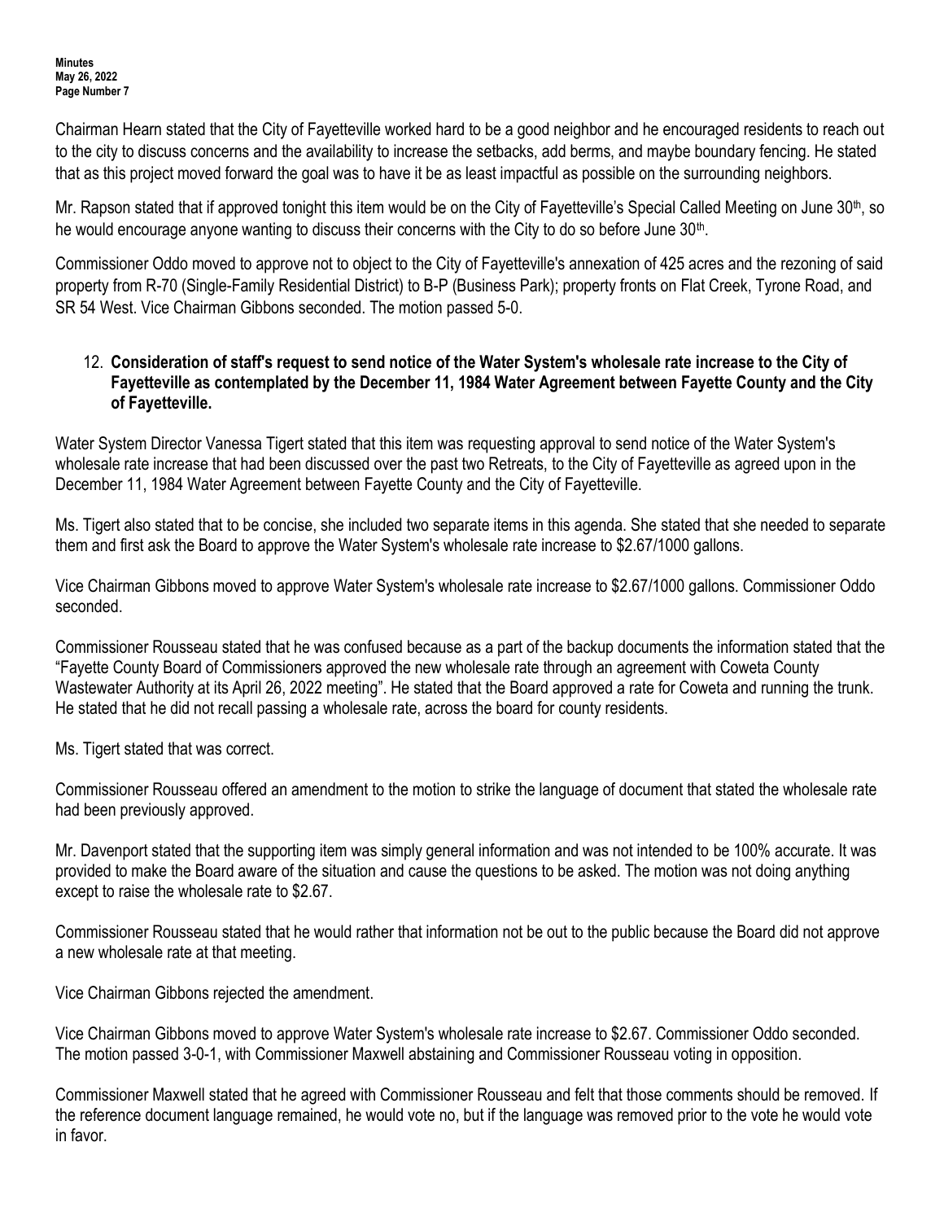Chairman Hearn stated that the City of Fayetteville worked hard to be a good neighbor and he encouraged residents to reach out to the city to discuss concerns and the availability to increase the setbacks, add berms, and maybe boundary fencing. He stated that as this project moved forward the goal was to have it be as least impactful as possible on the surrounding neighbors.

Mr. Rapson stated that if approved tonight this item would be on the City of Fayetteville's Special Called Meeting on June 30th, so he would encourage anyone wanting to discuss their concerns with the City to do so before June 30th.

Commissioner Oddo moved to approve not to object to the City of Fayetteville's annexation of 425 acres and the rezoning of said property from R-70 (Single-Family Residential District) to B-P (Business Park); property fronts on Flat Creek, Tyrone Road, and SR 54 West. Vice Chairman Gibbons seconded. The motion passed 5-0.

12. **Consideration of staff's request to send notice of the Water System's wholesale rate increase to the City of Fayetteville as contemplated by the December 11, 1984 Water Agreement between Fayette County and the City of Fayetteville.**

Water System Director Vanessa Tigert stated that this item was requesting approval to send notice of the Water System's wholesale rate increase that had been discussed over the past two Retreats, to the City of Fayetteville as agreed upon in the December 11, 1984 Water Agreement between Fayette County and the City of Fayetteville.

Ms. Tigert also stated that to be concise, she included two separate items in this agenda. She stated that she needed to separate them and first ask the Board to approve the Water System's wholesale rate increase to $2.67/1000 gallons.

Vice Chairman Gibbons moved to approve Water System's wholesale rate increase to $2.67/1000 gallons. Commissioner Oddo seconded.

Commissioner Rousseau stated that he was confused because as a part of the backup documents the information stated that the "Fayette County Board of Commissioners approved the new wholesale rate through an agreement with Coweta County Wastewater Authority at its April 26, 2022 meeting". He stated that the Board approved a rate for Coweta and running the trunk. He stated that he did not recall passing a wholesale rate, across the board for county residents.

Ms. Tigert stated that was correct.

Commissioner Rousseau offered an amendment to the motion to strike the language of document that stated the wholesale rate had been previously approved.

Mr. Davenport stated that the supporting item was simply general information and was not intended to be 100% accurate. It was provided to make the Board aware of the situation and cause the questions to be asked. The motion was not doing anything except to raise the wholesale rate to $2.67.

Commissioner Rousseau stated that he would rather that information not be out to the public because the Board did not approve a new wholesale rate at that meeting.

Vice Chairman Gibbons rejected the amendment.

Vice Chairman Gibbons moved to approve Water System's wholesale rate increase to $2.67. Commissioner Oddo seconded. The motion passed 3-0-1, with Commissioner Maxwell abstaining and Commissioner Rousseau voting in opposition.

Commissioner Maxwell stated that he agreed with Commissioner Rousseau and felt that those comments should be removed. If the reference document language remained, he would vote no, but if the language was removed prior to the vote he would vote in favor.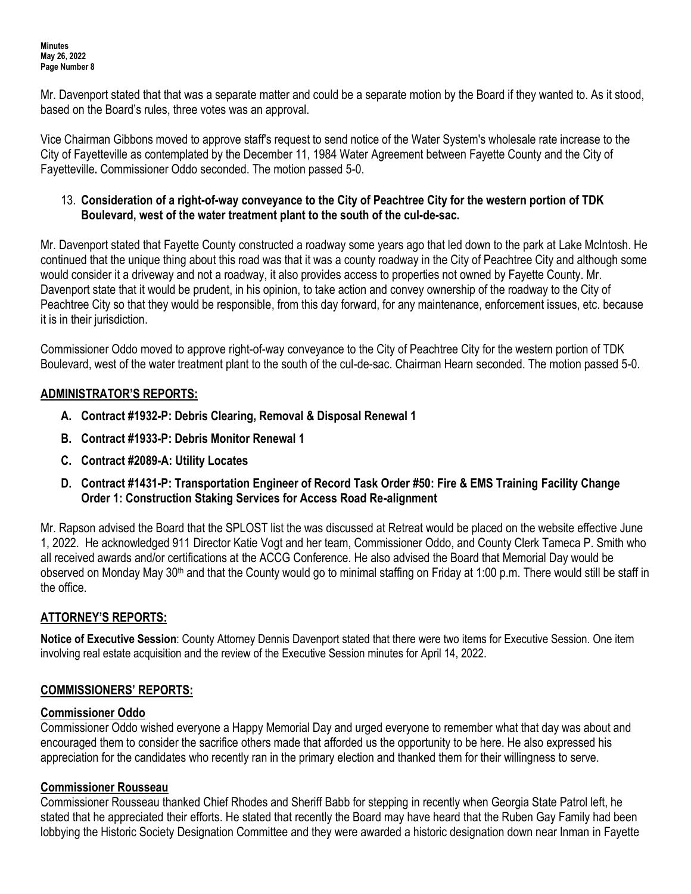Mr. Davenport stated that that was a separate matter and could be a separate motion by the Board if they wanted to. As it stood, based on the Board's rules, three votes was an approval.

Vice Chairman Gibbons moved to approve staff's request to send notice of the Water System's wholesale rate increase to the City of Fayetteville as contemplated by the December 11, 1984 Water Agreement between Fayette County and the City of Fayetteville**.** Commissioner Oddo seconded. The motion passed 5-0.

13. **Consideration of a right-of-way conveyance to the City of Peachtree City for the western portion of TDK Boulevard, west of the water treatment plant to the south of the cul-de-sac.**

Mr. Davenport stated that Fayette County constructed a roadway some years ago that led down to the park at Lake McIntosh. He continued that the unique thing about this road was that it was a county roadway in the City of Peachtree City and although some would consider it a driveway and not a roadway, it also provides access to properties not owned by Fayette County. Mr. Davenport state that it would be prudent, in his opinion, to take action and convey ownership of the roadway to the City of Peachtree City so that they would be responsible, from this day forward, for any maintenance, enforcement issues, etc. because it is in their jurisdiction.

Commissioner Oddo moved to approve right-of-way conveyance to the City of Peachtree City for the western portion of TDK Boulevard, west of the water treatment plant to the south of the cul-de-sac. Chairman Hearn seconded. The motion passed 5-0.

## ADMINISTRATOR'S REPORTS:

- **A. Contract #1932-P: Debris Clearing, Removal & Disposal Renewal 1**
- **B. Contract #1933-P: Debris Monitor Renewal 1**
- **C. Contract #2089-A: Utility Locates**
- **D. Contract #1431-P: Transportation Engineer of Record Task Order #50: Fire & EMS Training Facility Change Order 1: Construction Staking Services for Access Road Re-alignment**

Mr. Rapson advised the Board that the SPLOST list the was discussed at Retreat would be placed on the website effective June 1, 2022. He acknowledged 911 Director Katie Vogt and her team, Commissioner Oddo, and County Clerk Tameca P. Smith who all received awards and/or certifications at the ACCG Conference. He also advised the Board that Memorial Day would be observed on Monday May 30th and that the County would go to minimal staffing on Friday at 1:00 p.m. There would still be staff in the office.

## ATTORNEY'S REPORTS:

**Notice of Executive Session**: County Attorney Dennis Davenport stated that there were two items for Executive Session. One item involving real estate acquisition and the review of the Executive Session minutes for April 14, 2022.

## COMMISSIONERS' REPORTS:

### Commissioner Oddo

Commissioner Oddo wished everyone a Happy Memorial Day and urged everyone to remember what that day was about and encouraged them to consider the sacrifice others made that afforded us the opportunity to be here. He also expressed his appreciation for the candidates who recently ran in the primary election and thanked them for their willingness to serve.

### Commissioner Rousseau

Commissioner Rousseau thanked Chief Rhodes and Sheriff Babb for stepping in recently when Georgia State Patrol left, he stated that he appreciated their efforts. He stated that recently the Board may have heard that the Ruben Gay Family had been lobbying the Historic Society Designation Committee and they were awarded a historic designation down near Inman in Fayette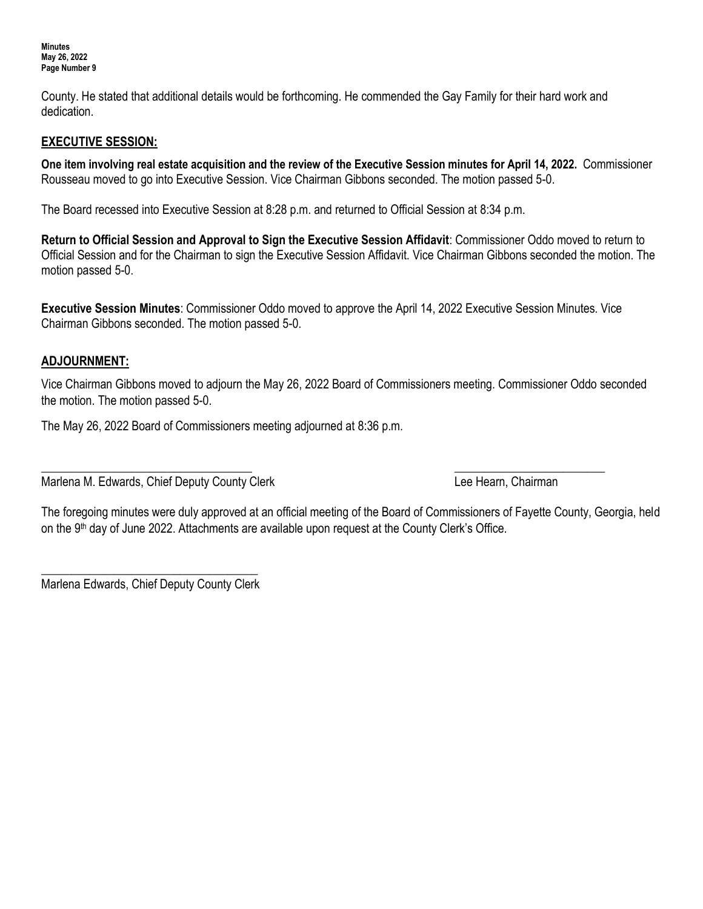County. He stated that additional details would be forthcoming. He commended the Gay Family for their hard work and dedication.

## EXECUTIVE SESSION:

**One item involving real estate acquisition and the review of the Executive Session minutes for April 14, 2022.** Commissioner Rousseau moved to go into Executive Session. Vice Chairman Gibbons seconded. The motion passed 5-0.

The Board recessed into Executive Session at 8:28 p.m. and returned to Official Session at 8:34 p.m.

**Return to Official Session and Approval to Sign the Executive Session Affidavit**: Commissioner Oddo moved to return to Official Session and for the Chairman to sign the Executive Session Affidavit. Vice Chairman Gibbons seconded the motion. The motion passed 5-0.

**Executive Session Minutes**: Commissioner Oddo moved to approve the April 14, 2022 Executive Session Minutes. Vice Chairman Gibbons seconded. The motion passed 5-0.

## ADJOURNMENT:

Vice Chairman Gibbons moved to adjourn the May 26, 2022 Board of Commissioners meeting. Commissioner Oddo seconded the motion. The motion passed 5-0.

The May 26, 2022 Board of Commissioners meeting adjourned at 8:36 p.m.

___________________________________ ___________________________

Marlena M. Edwards, Chief Deputy County Clerk Lee Hearn, Chairman

The foregoing minutes were duly approved at an official meeting of the Board of Commissioners of Fayette County, Georgia, held on the 9th day of June 2022. Attachments are available upon request at the County Clerk's Office.

___________________________________

Marlena Edwards, Chief Deputy County Clerk